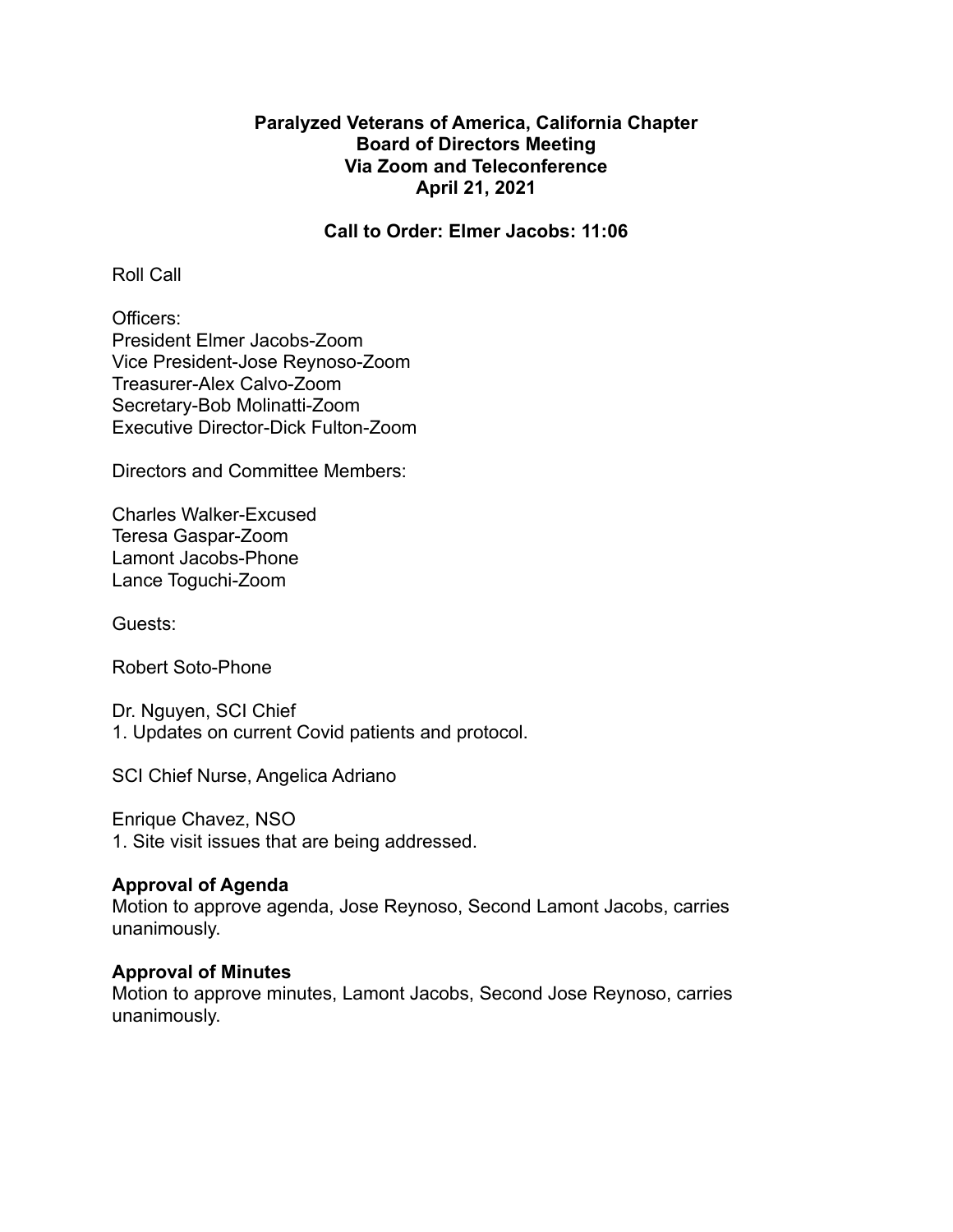**Paralyzed Veterans of America, California Chapter**
**Board of Directors Meeting**
**Via Zoom and Teleconference**
**April 21, 2021**

**Call to Order: Elmer Jacobs: 11:06**

Roll Call

Officers:
President Elmer Jacobs-Zoom
Vice President-Jose Reynoso-Zoom
Treasurer-Alex Calvo-Zoom
Secretary-Bob Molinatti-Zoom
Executive Director-Dick Fulton-Zoom

Directors and Committee Members:

Charles Walker-Excused
Teresa Gaspar-Zoom
Lamont Jacobs-Phone
Lance Toguchi-Zoom

Guests:

Robert Soto-Phone

Dr. Nguyen, SCI Chief
1. Updates on current Covid patients and protocol.

SCI Chief Nurse, Angelica Adriano

Enrique Chavez, NSO
1. Site visit issues that are being addressed.

**Approval of Agenda**
Motion to approve agenda, Jose Reynoso, Second Lamont Jacobs, carries unanimously.

**Approval of Minutes**
Motion to approve minutes, Lamont Jacobs, Second Jose Reynoso, carries unanimously.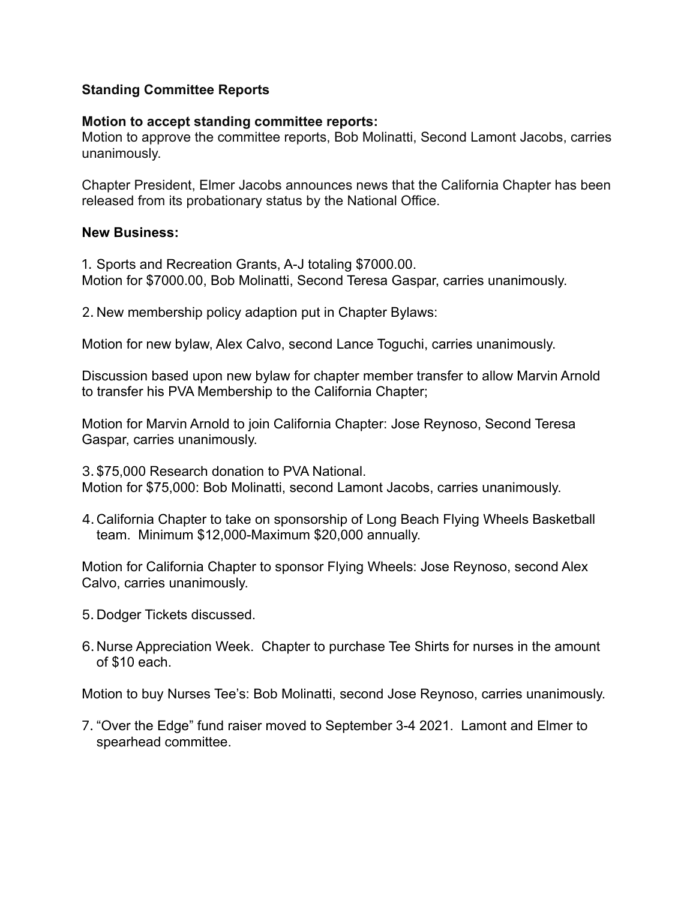**Standing Committee Reports**

**Motion to accept standing committee reports:**
Motion to approve the committee reports, Bob Molinatti, Second Lamont Jacobs, carries unanimously.

Chapter President, Elmer Jacobs announces news that the California Chapter has been released from its probationary status by the National Office.

**New Business:**

1. Sports and Recreation Grants, A-J totaling $7000.00.
Motion for $7000.00, Bob Molinatti, Second Teresa Gaspar, carries unanimously.

2. New membership policy adaption put in Chapter Bylaws:

Motion for new bylaw, Alex Calvo, second Lance Toguchi, carries unanimously.

Discussion based upon new bylaw for chapter member transfer to allow Marvin Arnold to transfer his PVA Membership to the California Chapter;

Motion for Marvin Arnold to join California Chapter: Jose Reynoso, Second Teresa Gaspar, carries unanimously.

3. $75,000 Research donation to PVA National.
Motion for $75,000: Bob Molinatti, second Lamont Jacobs, carries unanimously.

4. California Chapter to take on sponsorship of Long Beach Flying Wheels Basketball team. Minimum $12,000-Maximum $20,000 annually.

Motion for California Chapter to sponsor Flying Wheels: Jose Reynoso, second Alex Calvo, carries unanimously.

5. Dodger Tickets discussed.

6. Nurse Appreciation Week. Chapter to purchase Tee Shirts for nurses in the amount of $10 each.

Motion to buy Nurses Tee's: Bob Molinatti, second Jose Reynoso, carries unanimously.

7. "Over the Edge" fund raiser moved to September 3-4 2021. Lamont and Elmer to spearhead committee.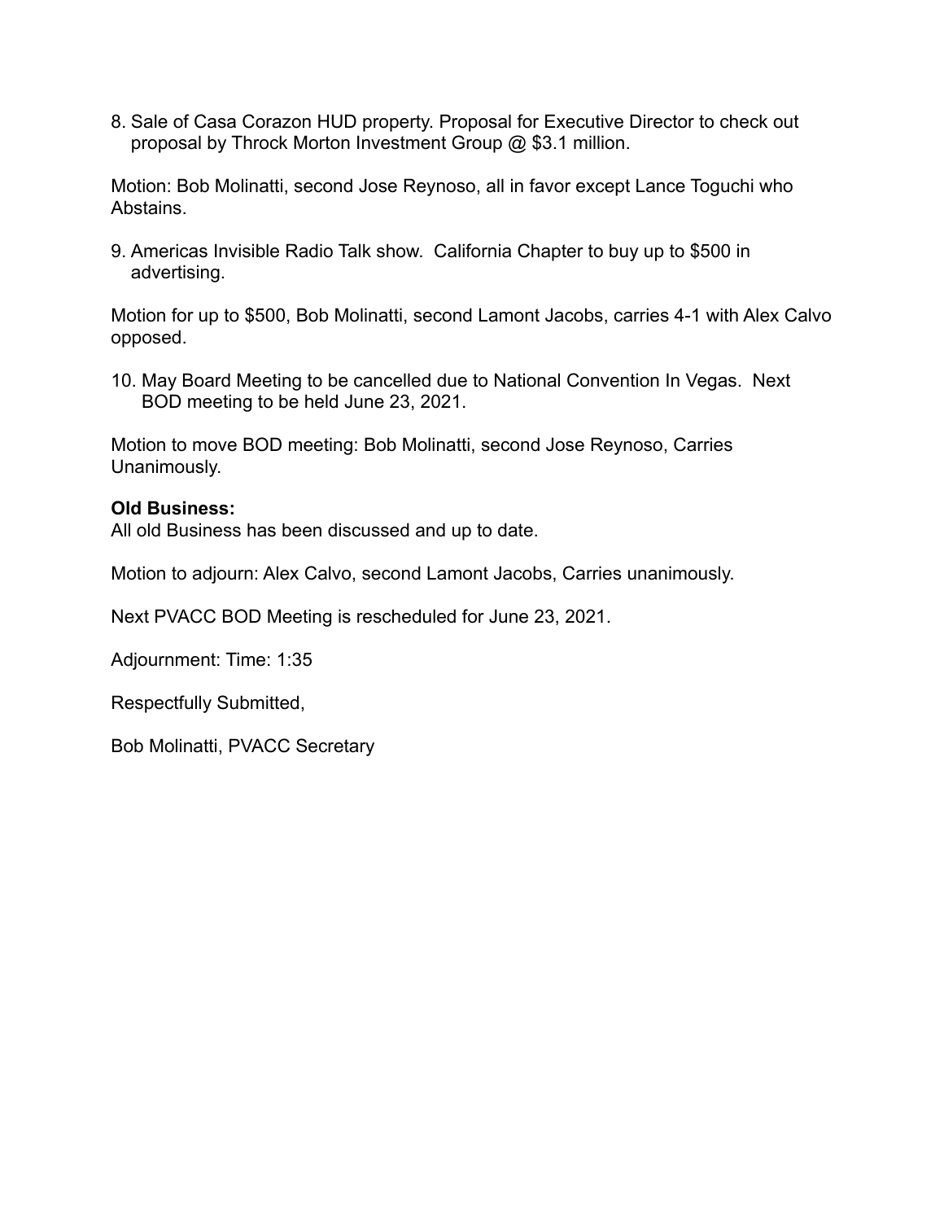8. Sale of Casa Corazon HUD property. Proposal for Executive Director to check out proposal by Throck Morton Investment Group @ $3.1 million.

Motion: Bob Molinatti, second Jose Reynoso, all in favor except Lance Toguchi who Abstains.

9. Americas Invisible Radio Talk show. California Chapter to buy up to $500 in advertising.

Motion for up to $500, Bob Molinatti, second Lamont Jacobs, carries 4-1 with Alex Calvo opposed.

10. May Board Meeting to be cancelled due to National Convention In Vegas. Next BOD meeting to be held June 23, 2021.

Motion to move BOD meeting: Bob Molinatti, second Jose Reynoso, Carries Unanimously.

**Old Business:**
All old Business has been discussed and up to date.

Motion to adjourn: Alex Calvo, second Lamont Jacobs, Carries unanimously.

Next PVACC BOD Meeting is rescheduled for June 23, 2021.

Adjournment: Time: 1:35

Respectfully Submitted,

Bob Molinatti, PVACC Secretary